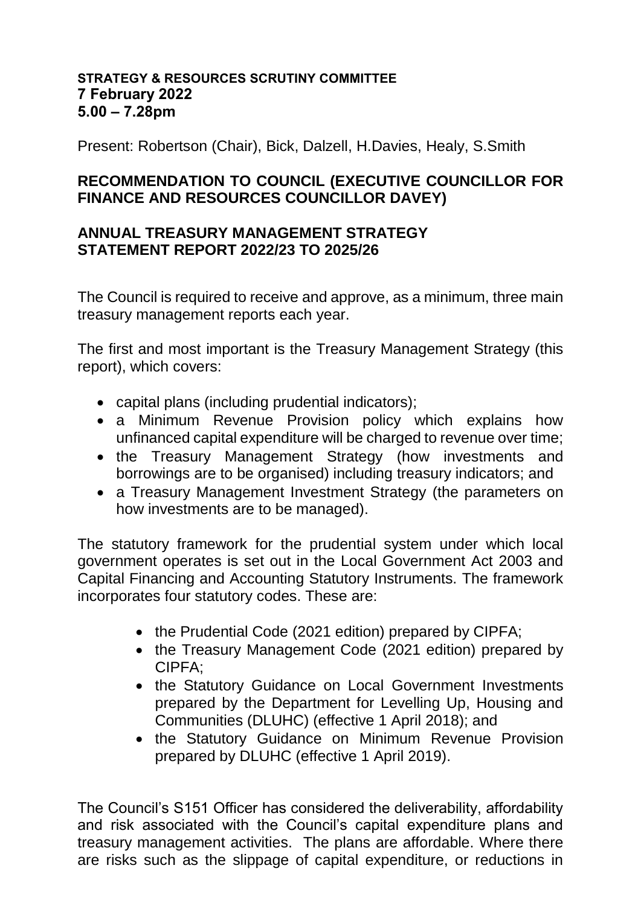**STRATEGY & RESOURCES SCRUTINY COMMITTEE**
**7 February 2022**
**5.00 – 7.28pm**

Present: Robertson (Chair), Bick, Dalzell, H.Davies, Healy, S.Smith

## RECOMMENDATION TO COUNCIL (EXECUTIVE COUNCILLOR FOR FINANCE AND RESOURCES COUNCILLOR DAVEY)

## ANNUAL TREASURY MANAGEMENT STRATEGY STATEMENT REPORT 2022/23 TO 2025/26

The Council is required to receive and approve, as a minimum, three main treasury management reports each year.

The first and most important is the Treasury Management Strategy (this report), which covers:

- capital plans (including prudential indicators);
- a Minimum Revenue Provision policy which explains how unfinanced capital expenditure will be charged to revenue over time;
- the Treasury Management Strategy (how investments and borrowings are to be organised) including treasury indicators; and
- a Treasury Management Investment Strategy (the parameters on how investments are to be managed).

The statutory framework for the prudential system under which local government operates is set out in the Local Government Act 2003 and Capital Financing and Accounting Statutory Instruments. The framework incorporates four statutory codes. These are:

- the Prudential Code (2021 edition) prepared by CIPFA;
- the Treasury Management Code (2021 edition) prepared by CIPFA;
- the Statutory Guidance on Local Government Investments prepared by the Department for Levelling Up, Housing and Communities (DLUHC) (effective 1 April 2018); and
- the Statutory Guidance on Minimum Revenue Provision prepared by DLUHC (effective 1 April 2019).

The Council's S151 Officer has considered the deliverability, affordability and risk associated with the Council's capital expenditure plans and treasury management activities. The plans are affordable. Where there are risks such as the slippage of capital expenditure, or reductions in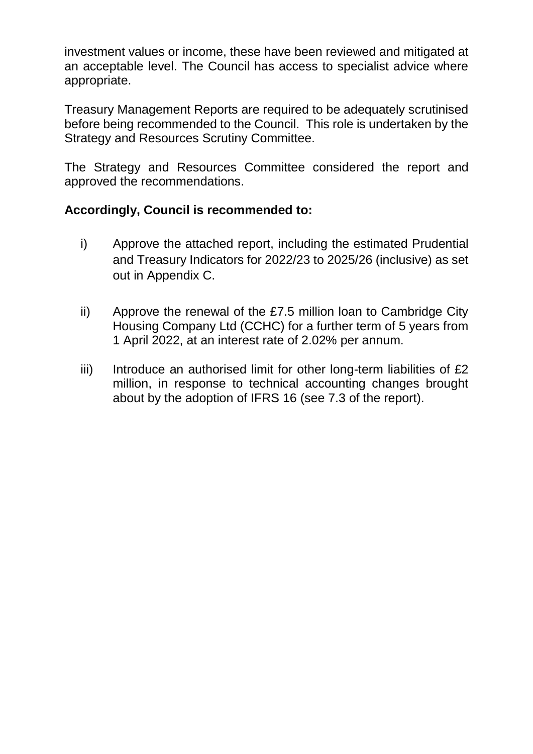investment values or income, these have been reviewed and mitigated at an acceptable level. The Council has access to specialist advice where appropriate.

Treasury Management Reports are required to be adequately scrutinised before being recommended to the Council. This role is undertaken by the Strategy and Resources Scrutiny Committee.

The Strategy and Resources Committee considered the report and approved the recommendations.

**Accordingly, Council is recommended to:**

i) Approve the attached report, including the estimated Prudential and Treasury Indicators for 2022/23 to 2025/26 (inclusive) as set out in Appendix C.

ii) Approve the renewal of the £7.5 million loan to Cambridge City Housing Company Ltd (CCHC) for a further term of 5 years from 1 April 2022, at an interest rate of 2.02% per annum.

iii) Introduce an authorised limit for other long-term liabilities of £2 million, in response to technical accounting changes brought about by the adoption of IFRS 16 (see 7.3 of the report).